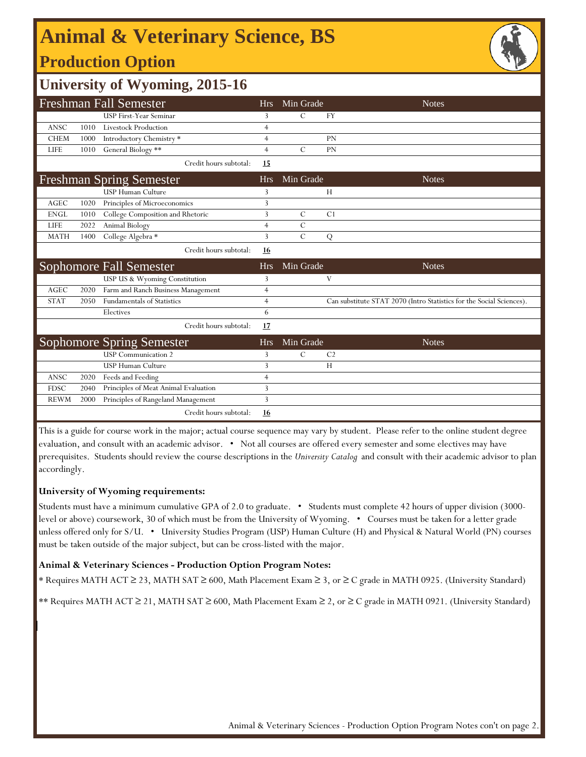# Animal & Veterinary Science, BS

## Production Option

## University of Wyoming, 2015-16

### Freshman Fall Semester

| | | Course | Hrs | Min Grade | Notes |
|---|---|---|---|---|---|
| | | USP First-Year Seminar | 3 | C | FY |
| ANSC | 1010 | Livestock Production | 4 | | |
| CHEM | 1000 | Introductory Chemistry * | 4 | | PN |
| LIFE | 1010 | General Biology ** | 4 | C | PN |
| | | Credit hours subtotal: | **15** | | |

### Freshman Spring Semester

| | | Course | Hrs | Min Grade | Notes |
|---|---|---|---|---|---|
| | | USP Human Culture | 3 | | H |
| AGEC | 1020 | Principles of Microeconomics | 3 | | |
| ENGL | 1010 | College Composition and Rhetoric | 3 | C | C1 |
| LIFE | 2022 | Animal Biology | 4 | C | |
| MATH | 1400 | College Algebra * | 3 | C | Q |
| | | Credit hours subtotal: | **16** | | |

### Sophomore Fall Semester

| | | Course | Hrs | Min Grade | Notes |
|---|---|---|---|---|---|
| | | USP US & Wyoming Constitution | 3 | | V |
| AGEC | 2020 | Farm and Ranch Business Management | 4 | | |
| STAT | 2050 | Fundamentals of Statistics | 4 | | Can substitute STAT 2070 (Intro Statistics for the Social Sciences). |
| | | Electives | 6 | | |
| | | Credit hours subtotal: | **17** | | |

### Sophomore Spring Semester

| | | Course | Hrs | Min Grade | Notes |
|---|---|---|---|---|---|
| | | USP Communication 2 | 3 | C | C2 |
| | | USP Human Culture | 3 | | H |
| ANSC | 2020 | Feeds and Feeding | 4 | | |
| FDSC | 2040 | Principles of Meat Animal Evaluation | 3 | | |
| REWM | 2000 | Principles of Rangeland Management | 3 | | |
| | | Credit hours subtotal: | **16** | | |

This is a guide for course work in the major; actual course sequence may vary by student. Please refer to the online student degree evaluation, and consult with an academic advisor. • Not all courses are offered every semester and some electives may have prerequisites. Students should review the course descriptions in the *University Catalog* and consult with their academic advisor to plan accordingly.

**University of Wyoming requirements:**

Students must have a minimum cumulative GPA of 2.0 to graduate. • Students must complete 42 hours of upper division (3000-level or above) coursework, 30 of which must be from the University of Wyoming. • Courses must be taken for a letter grade unless offered only for S/U. • University Studies Program (USP) Human Culture (H) and Physical & Natural World (PN) courses must be taken outside of the major subject, but can be cross-listed with the major.

**Animal & Veterinary Sciences - Production Option Program Notes:**

* Requires MATH ACT ≥ 23, MATH SAT ≥ 600, Math Placement Exam ≥ 3, or ≥ C grade in MATH 0925. (University Standard)

** Requires MATH ACT ≥ 21, MATH SAT ≥ 600, Math Placement Exam ≥ 2, or ≥ C grade in MATH 0921. (University Standard)

Animal & Veterinary Sciences - Production Option Program Notes con't on page 2.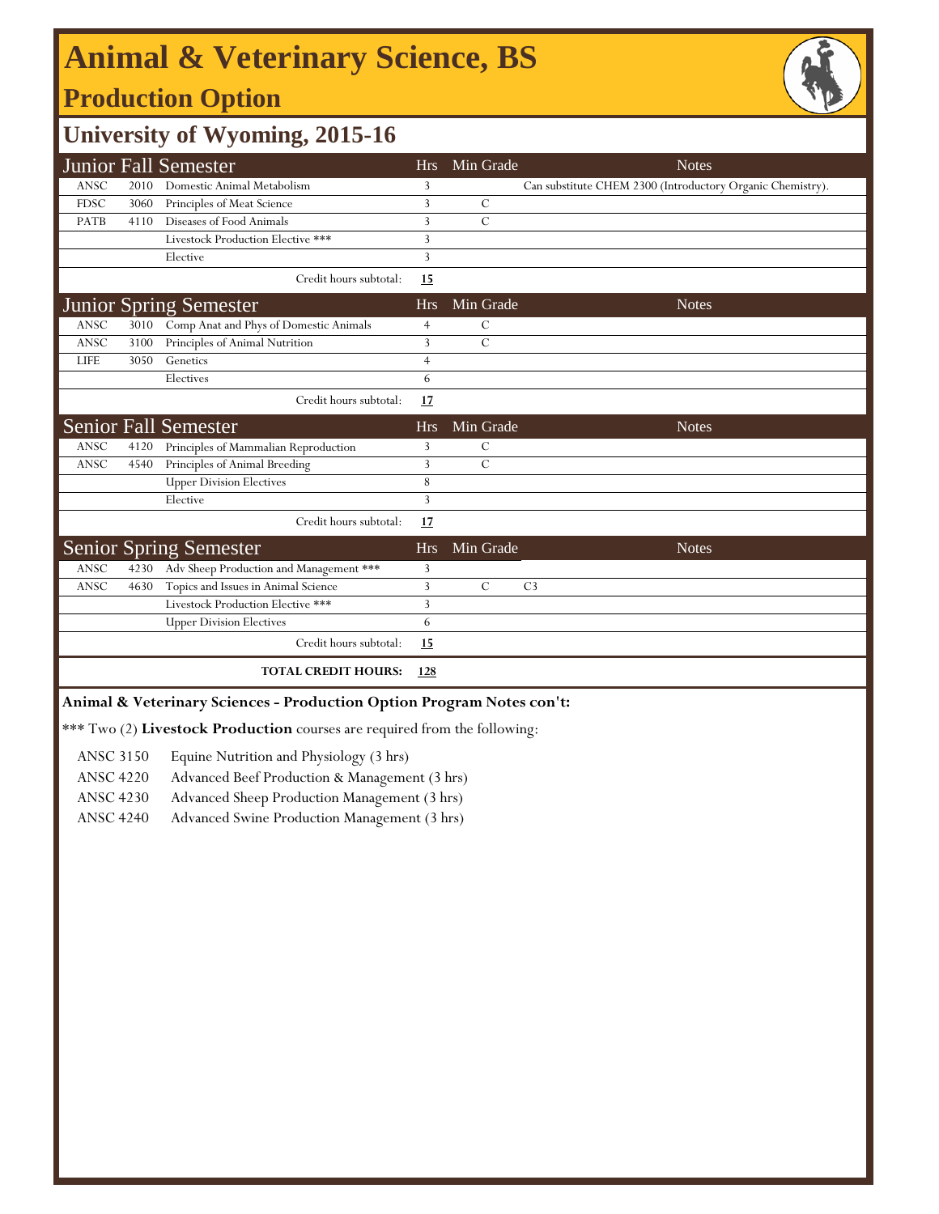# Animal & Veterinary Science, BS

## Production Option

## University of Wyoming, 2015-16

| Junior Fall Semester | | | Hrs | Min Grade | Notes |
|---|---|---|---|---|---|
| ANSC | 2010 | Domestic Animal Metabolism | 3 | | Can substitute CHEM 2300 (Introductory Organic Chemistry). |
| FDSC | 3060 | Principles of Meat Science | 3 | C | |
| PATB | 4110 | Diseases of Food Animals | 3 | C | |
| | | Livestock Production Elective *** | 3 | | |
| | | Elective | 3 | | |
| | | Credit hours subtotal: | **15** | | |

| Junior Spring Semester | | | Hrs | Min Grade | Notes |
|---|---|---|---|---|---|
| ANSC | 3010 | Comp Anat and Phys of Domestic Animals | 4 | C | |
| ANSC | 3100 | Principles of Animal Nutrition | 3 | C | |
| LIFE | 3050 | Genetics | 4 | | |
| | | Electives | 6 | | |
| | | Credit hours subtotal: | **17** | | |

| Senior Fall Semester | | | Hrs | Min Grade | Notes |
|---|---|---|---|---|---|
| ANSC | 4120 | Principles of Mammalian Reproduction | 3 | C | |
| ANSC | 4540 | Principles of Animal Breeding | 3 | C | |
| | | Upper Division Electives | 8 | | |
| | | Elective | 3 | | |
| | | Credit hours subtotal: | **17** | | |

| Senior Spring Semester | | | Hrs | Min Grade | Notes |
|---|---|---|---|---|---|
| ANSC | 4230 | Adv Sheep Production and Management *** | 3 | | |
| ANSC | 4630 | Topics and Issues in Animal Science | 3 | C | C3 |
| | | Livestock Production Elective *** | 3 | | |
| | | Upper Division Electives | 6 | | |
| | | Credit hours subtotal: | **15** | | |
| | | **TOTAL CREDIT HOURS:** | **128** | | |

**Animal & Veterinary Sciences - Production Option Program Notes con't:**

*** Two (2) **Livestock Production** courses are required from the following:

- ANSC 3150 Equine Nutrition and Physiology (3 hrs)
- ANSC 4220 Advanced Beef Production & Management (3 hrs)
- ANSC 4230 Advanced Sheep Production Management (3 hrs)
- ANSC 4240 Advanced Swine Production Management (3 hrs)